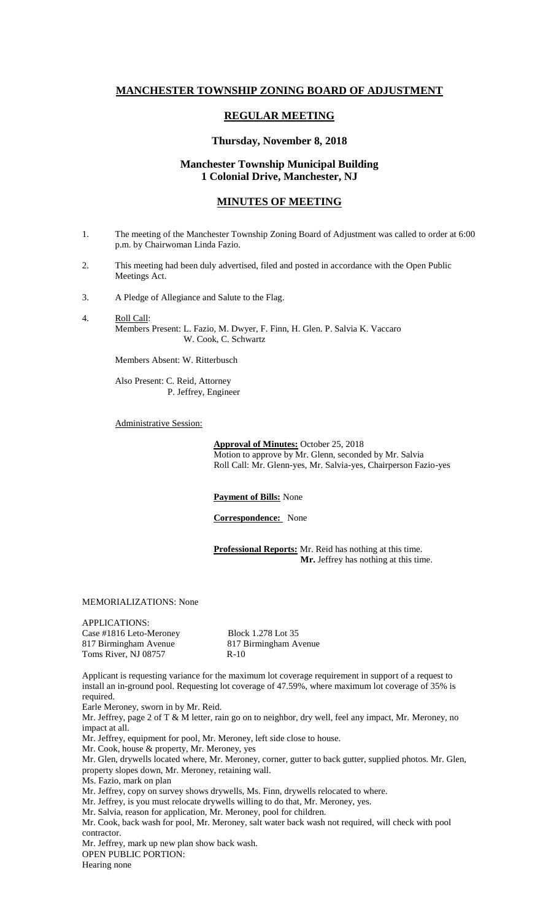# MANCHESTER TOWNSHIP ZONING BOARD OF ADJUSTMENT

## REGULAR MEETING

### Thursday, November 8, 2018

### Manchester Township Municipal Building
### 1 Colonial Drive, Manchester, NJ

## MINUTES OF MEETING

1. The meeting of the Manchester Township Zoning Board of Adjustment was called to order at 6:00 p.m. by Chairwoman Linda Fazio.

2. This meeting had been duly advertised, filed and posted in accordance with the Open Public Meetings Act.

3. A Pledge of Allegiance and Salute to the Flag.

4. Roll Call:
   Members Present: L. Fazio, M. Dwyer, F. Finn, H. Glen. P. Salvia K. Vaccaro
   W. Cook, C. Schwartz

   Members Absent: W. Ritterbusch

   Also Present: C. Reid, Attorney
   P. Jeffrey, Engineer

   Administrative Session:

   **Approval of Minutes:** October 25, 2018
   Motion to approve by Mr. Glenn, seconded by Mr. Salvia
   Roll Call: Mr. Glenn-yes, Mr. Salvia-yes, Chairperson Fazio-yes

   **Payment of Bills:** None

   **Correspondence:** None

   **Professional Reports:** Mr. Reid has nothing at this time.
   **Mr.** Jeffrey has nothing at this time.

MEMORIALIZATIONS: None

APPLICATIONS:

Case #1816 Leto-Meroney Block 1.278 Lot 35
817 Birmingham Avenue 817 Birmingham Avenue
Toms River, NJ 08757 R-10

Applicant is requesting variance for the maximum lot coverage requirement in support of a request to install an in-ground pool. Requesting lot coverage of 47.59%, where maximum lot coverage of 35% is required.

Earle Meroney, sworn in by Mr. Reid.

Mr. Jeffrey, page 2 of T & M letter, rain go on to neighbor, dry well, feel any impact, Mr. Meroney, no impact at all.

Mr. Jeffrey, equipment for pool, Mr. Meroney, left side close to house.

Mr. Cook, house & property, Mr. Meroney, yes

Mr. Glen, drywells located where, Mr. Meroney, corner, gutter to back gutter, supplied photos. Mr. Glen, property slopes down, Mr. Meroney, retaining wall.

Ms. Fazio, mark on plan

Mr. Jeffrey, copy on survey shows drywells, Ms. Finn, drywells relocated to where.

Mr. Jeffrey, is you must relocate drywells willing to do that, Mr. Meroney, yes.

Mr. Salvia, reason for application, Mr. Meroney, pool for children.

Mr. Cook, back wash for pool, Mr. Meroney, salt water back wash not required, will check with pool contractor.

Mr. Jeffrey, mark up new plan show back wash.

OPEN PUBLIC PORTION:

Hearing none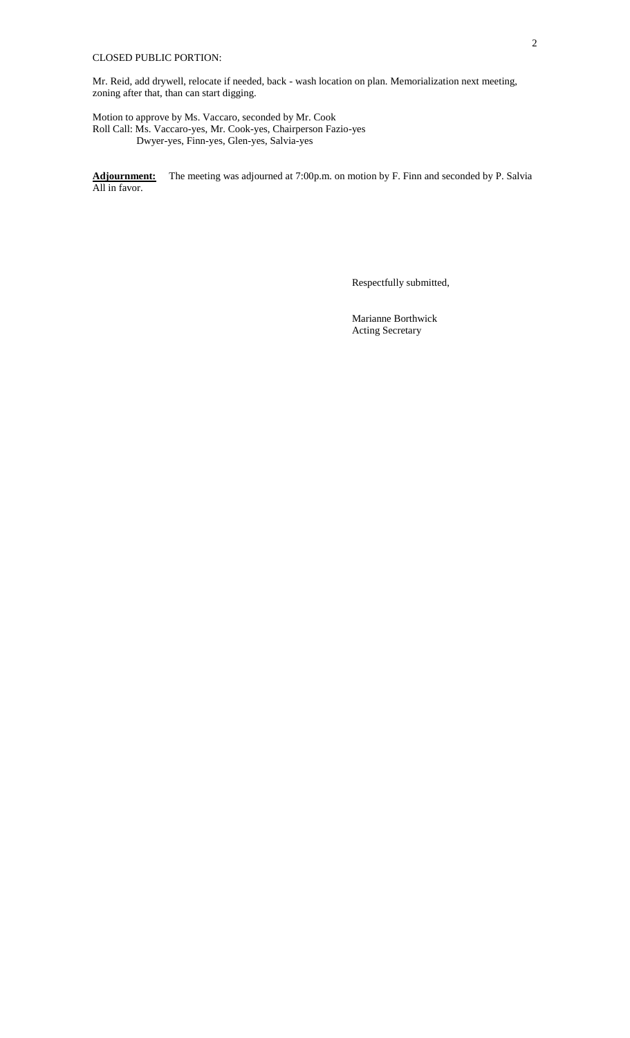CLOSED PUBLIC PORTION:

Mr. Reid, add drywell, relocate if needed, back - wash location on plan. Memorialization next meeting, zoning after that, than can start digging.

Motion to approve by Ms. Vaccaro, seconded by Mr. Cook
Roll Call: Ms. Vaccaro-yes, Mr. Cook-yes, Chairperson Fazio-yes
Dwyer-yes, Finn-yes, Glen-yes, Salvia-yes

**Adjournment:** The meeting was adjourned at 7:00p.m. on motion by F. Finn and seconded by P. Salvia
All in favor.

Respectfully submitted,

Marianne Borthwick
Acting Secretary